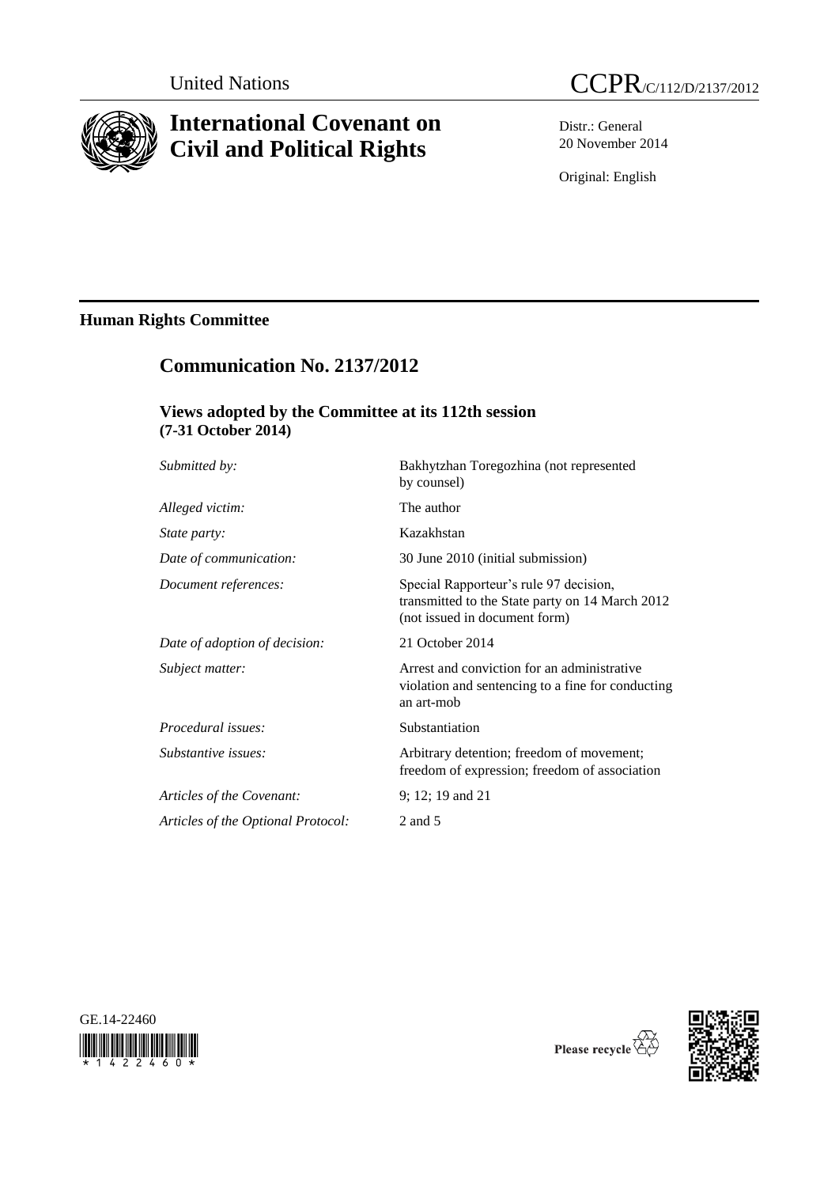United Nations

CCPR/C/112/D/2137/2012

# International Covenant on Civil and Political Rights

Distr.: General
20 November 2014

Original: English

## Human Rights Committee

## Communication No. 2137/2012

### Views adopted by the Committee at its 112th session (7-31 October 2014)

| | |
|---|---|
| *Submitted by:* | Bakhytzhan Toregozhina (not represented by counsel) |
| *Alleged victim:* | The author |
| *State party:* | Kazakhstan |
| *Date of communication:* | 30 June 2010 (initial submission) |
| *Document references:* | Special Rapporteur's rule 97 decision, transmitted to the State party on 14 March 2012 (not issued in document form) |
| *Date of adoption of decision:* | 21 October 2014 |
| *Subject matter:* | Arrest and conviction for an administrative violation and sentencing to a fine for conducting an art-mob |
| *Procedural issues:* | Substantiation |
| *Substantive issues:* | Arbitrary detention; freedom of movement; freedom of expression; freedom of association |
| *Articles of the Covenant:* | 9; 12; 19 and 21 |
| *Articles of the Optional Protocol:* | 2 and 5 |

GE.14-22460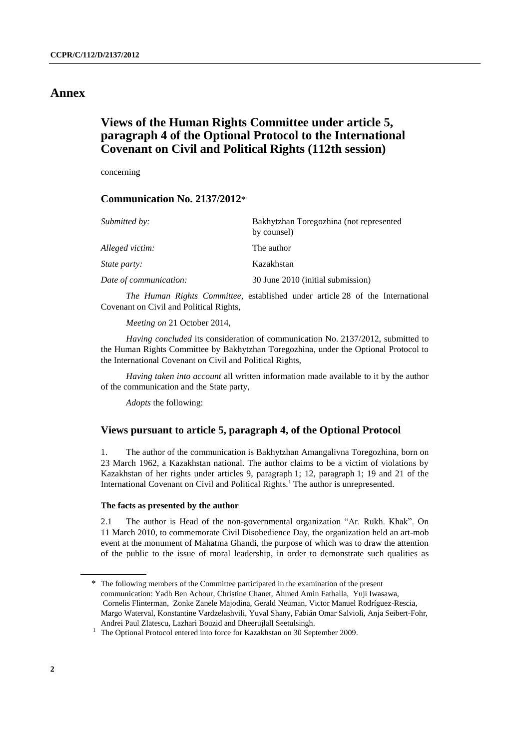# Annex

## Views of the Human Rights Committee under article 5, paragraph 4 of the Optional Protocol to the International Covenant on Civil and Political Rights (112th session)

concerning

### Communication No. 2137/2012*

| | |
|---|---|
| *Submitted by:* | Bakhytzhan Toregozhina (not represented by counsel) |
| *Alleged victim:* | The author |
| *State party:* | Kazakhstan |
| *Date of communication:* | 30 June 2010 (initial submission) |

*The Human Rights Committee*, established under article 28 of the International Covenant on Civil and Political Rights,

*Meeting on* 21 October 2014,

*Having concluded* its consideration of communication No. 2137/2012, submitted to the Human Rights Committee by Bakhytzhan Toregozhina, under the Optional Protocol to the International Covenant on Civil and Political Rights,

*Having taken into account* all written information made available to it by the author of the communication and the State party,

*Adopts* the following:

### Views pursuant to article 5, paragraph 4, of the Optional Protocol

1. The author of the communication is Bakhytzhan Amangalivna Toregozhina, born on 23 March 1962, a Kazakhstan national. The author claims to be a victim of violations by Kazakhstan of her rights under articles 9, paragraph 1; 12, paragraph 1; 19 and 21 of the International Covenant on Civil and Political Rights.[1] The author is unrepresented.

#### The facts as presented by the author

2.1 The author is Head of the non-governmental organization "Ar. Rukh. Khak". On 11 March 2010, to commemorate Civil Disobedience Day, the organization held an art-mob event at the monument of Mahatma Ghandi, the purpose of which was to draw the attention of the public to the issue of moral leadership, in order to demonstrate such qualities as

---

\* The following members of the Committee participated in the examination of the present communication: Yadh Ben Achour, Christine Chanet, Ahmed Amin Fathalla, Yuji Iwasawa, Cornelis Flinterman, Zonke Zanele Majodina, Gerald Neuman, Victor Manuel Rodríguez-Rescia, Margo Waterval, Konstantine Vardzelashvili, Yuval Shany, Fabián Omar Salvioli, Anja Seibert-Fohr, Andrei Paul Zlatescu, Lazhari Bouzid and Dheerujlall Seetulsingh.

[1] The Optional Protocol entered into force for Kazakhstan on 30 September 2009.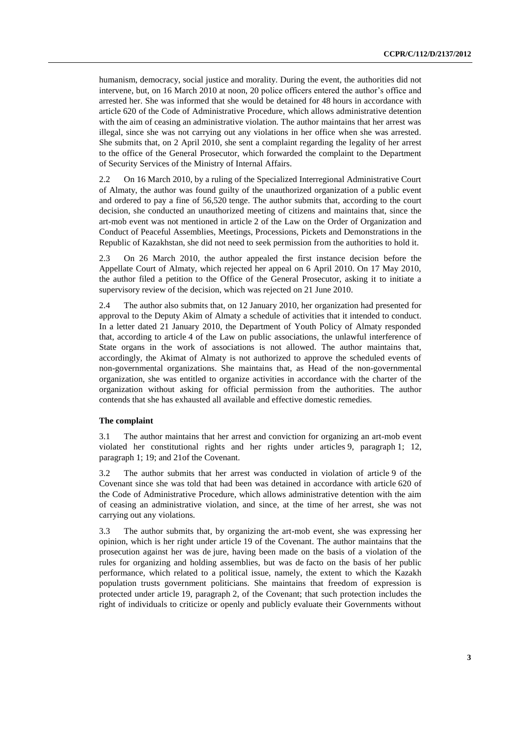humanism, democracy, social justice and morality. During the event, the authorities did not intervene, but, on 16 March 2010 at noon, 20 police officers entered the author's office and arrested her. She was informed that she would be detained for 48 hours in accordance with article 620 of the Code of Administrative Procedure, which allows administrative detention with the aim of ceasing an administrative violation. The author maintains that her arrest was illegal, since she was not carrying out any violations in her office when she was arrested. She submits that, on 2 April 2010, she sent a complaint regarding the legality of her arrest to the office of the General Prosecutor, which forwarded the complaint to the Department of Security Services of the Ministry of Internal Affairs.

2.2 On 16 March 2010, by a ruling of the Specialized Interregional Administrative Court of Almaty, the author was found guilty of the unauthorized organization of a public event and ordered to pay a fine of 56,520 tenge. The author submits that, according to the court decision, she conducted an unauthorized meeting of citizens and maintains that, since the art-mob event was not mentioned in article 2 of the Law on the Order of Organization and Conduct of Peaceful Assemblies, Meetings, Processions, Pickets and Demonstrations in the Republic of Kazakhstan, she did not need to seek permission from the authorities to hold it.

2.3 On 26 March 2010, the author appealed the first instance decision before the Appellate Court of Almaty, which rejected her appeal on 6 April 2010. On 17 May 2010, the author filed a petition to the Office of the General Prosecutor, asking it to initiate a supervisory review of the decision, which was rejected on 21 June 2010.

2.4 The author also submits that, on 12 January 2010, her organization had presented for approval to the Deputy Akim of Almaty a schedule of activities that it intended to conduct. In a letter dated 21 January 2010, the Department of Youth Policy of Almaty responded that, according to article 4 of the Law on public associations, the unlawful interference of State organs in the work of associations is not allowed. The author maintains that, accordingly, the Akimat of Almaty is not authorized to approve the scheduled events of non-governmental organizations. She maintains that, as Head of the non-governmental organization, she was entitled to organize activities in accordance with the charter of the organization without asking for official permission from the authorities. The author contends that she has exhausted all available and effective domestic remedies.

### The complaint

3.1 The author maintains that her arrest and conviction for organizing an art-mob event violated her constitutional rights and her rights under articles 9, paragraph 1; 12, paragraph 1; 19; and 21of the Covenant.

3.2 The author submits that her arrest was conducted in violation of article 9 of the Covenant since she was told that had been was detained in accordance with article 620 of the Code of Administrative Procedure, which allows administrative detention with the aim of ceasing an administrative violation, and since, at the time of her arrest, she was not carrying out any violations.

3.3 The author submits that, by organizing the art-mob event, she was expressing her opinion, which is her right under article 19 of the Covenant. The author maintains that the prosecution against her was de jure, having been made on the basis of a violation of the rules for organizing and holding assemblies, but was de facto on the basis of her public performance, which related to a political issue, namely, the extent to which the Kazakh population trusts government politicians. She maintains that freedom of expression is protected under article 19, paragraph 2, of the Covenant; that such protection includes the right of individuals to criticize or openly and publicly evaluate their Governments without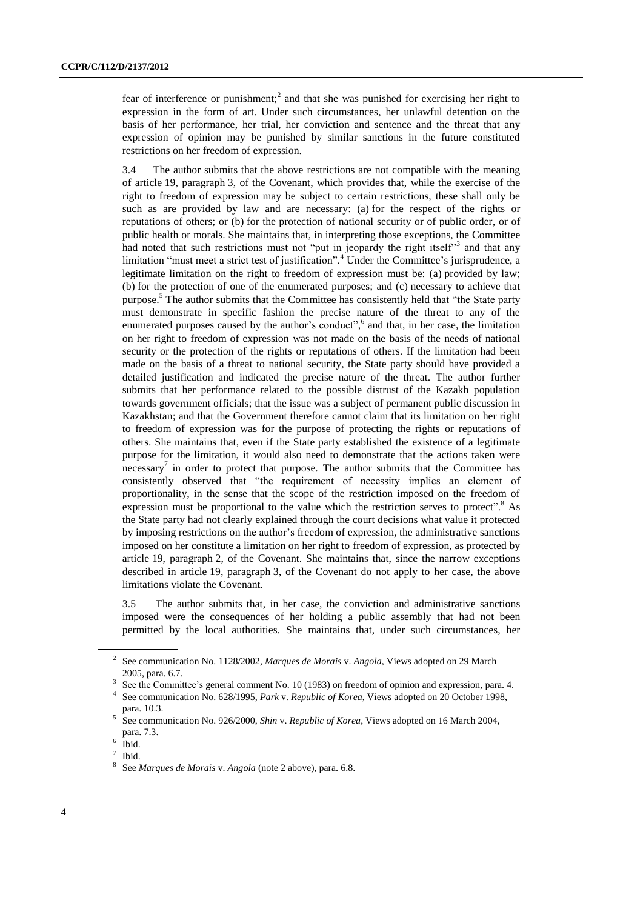fear of interference or punishment;[2] and that she was punished for exercising her right to expression in the form of art. Under such circumstances, her unlawful detention on the basis of her performance, her trial, her conviction and sentence and the threat that any expression of opinion may be punished by similar sanctions in the future constituted restrictions on her freedom of expression.

3.4 The author submits that the above restrictions are not compatible with the meaning of article 19, paragraph 3, of the Covenant, which provides that, while the exercise of the right to freedom of expression may be subject to certain restrictions, these shall only be such as are provided by law and are necessary: (a) for the respect of the rights or reputations of others; or (b) for the protection of national security or of public order, or of public health or morals. She maintains that, in interpreting those exceptions, the Committee had noted that such restrictions must not "put in jeopardy the right itself"[3] and that any limitation "must meet a strict test of justification".[4] Under the Committee's jurisprudence, a legitimate limitation on the right to freedom of expression must be: (a) provided by law; (b) for the protection of one of the enumerated purposes; and (c) necessary to achieve that purpose.[5] The author submits that the Committee has consistently held that "the State party must demonstrate in specific fashion the precise nature of the threat to any of the enumerated purposes caused by the author's conduct",[6] and that, in her case, the limitation on her right to freedom of expression was not made on the basis of the needs of national security or the protection of the rights or reputations of others. If the limitation had been made on the basis of a threat to national security, the State party should have provided a detailed justification and indicated the precise nature of the threat. The author further submits that her performance related to the possible distrust of the Kazakh population towards government officials; that the issue was a subject of permanent public discussion in Kazakhstan; and that the Government therefore cannot claim that its limitation on her right to freedom of expression was for the purpose of protecting the rights or reputations of others. She maintains that, even if the State party established the existence of a legitimate purpose for the limitation, it would also need to demonstrate that the actions taken were necessary[7] in order to protect that purpose. The author submits that the Committee has consistently observed that "the requirement of necessity implies an element of proportionality, in the sense that the scope of the restriction imposed on the freedom of expression must be proportional to the value which the restriction serves to protect".[8] As the State party had not clearly explained through the court decisions what value it protected by imposing restrictions on the author's freedom of expression, the administrative sanctions imposed on her constitute a limitation on her right to freedom of expression, as protected by article 19, paragraph 2, of the Covenant. She maintains that, since the narrow exceptions described in article 19, paragraph 3, of the Covenant do not apply to her case, the above limitations violate the Covenant.

3.5 The author submits that, in her case, the conviction and administrative sanctions imposed were the consequences of her holding a public assembly that had not been permitted by the local authorities. She maintains that, under such circumstances, her

---

[2] See communication No. 1128/2002, *Marques de Morais* v. *Angola*, Views adopted on 29 March 2005, para. 6.7.

[3] See the Committee's general comment No. 10 (1983) on freedom of opinion and expression, para. 4.

[4] See communication No. 628/1995, *Park* v. *Republic of Korea*, Views adopted on 20 October 1998, para. 10.3.

[5] See communication No. 926/2000, *Shin* v. *Republic of Korea*, Views adopted on 16 March 2004, para. 7.3.

[6] Ibid.

[7] Ibid.

[8] See *Marques de Morais* v. *Angola* (note 2 above), para. 6.8.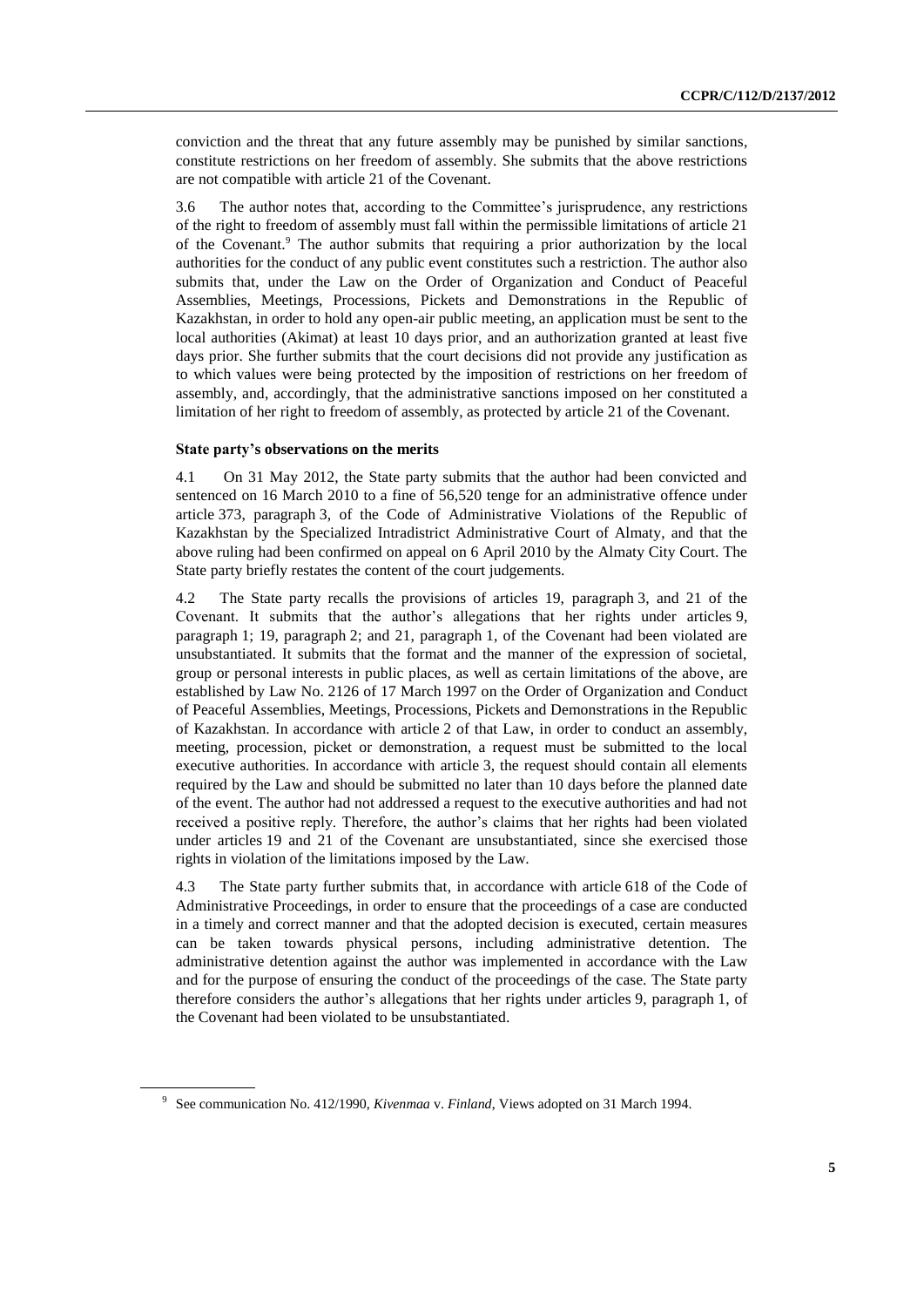conviction and the threat that any future assembly may be punished by similar sanctions, constitute restrictions on her freedom of assembly. She submits that the above restrictions are not compatible with article 21 of the Covenant.

3.6 The author notes that, according to the Committee's jurisprudence, any restrictions of the right to freedom of assembly must fall within the permissible limitations of article 21 of the Covenant.[9] The author submits that requiring a prior authorization by the local authorities for the conduct of any public event constitutes such a restriction. The author also submits that, under the Law on the Order of Organization and Conduct of Peaceful Assemblies, Meetings, Processions, Pickets and Demonstrations in the Republic of Kazakhstan, in order to hold any open-air public meeting, an application must be sent to the local authorities (Akimat) at least 10 days prior, and an authorization granted at least five days prior. She further submits that the court decisions did not provide any justification as to which values were being protected by the imposition of restrictions on her freedom of assembly, and, accordingly, that the administrative sanctions imposed on her constituted a limitation of her right to freedom of assembly, as protected by article 21 of the Covenant.

### State party's observations on the merits

4.1 On 31 May 2012, the State party submits that the author had been convicted and sentenced on 16 March 2010 to a fine of 56,520 tenge for an administrative offence under article 373, paragraph 3, of the Code of Administrative Violations of the Republic of Kazakhstan by the Specialized Intradistrict Administrative Court of Almaty, and that the above ruling had been confirmed on appeal on 6 April 2010 by the Almaty City Court. The State party briefly restates the content of the court judgements.

4.2 The State party recalls the provisions of articles 19, paragraph 3, and 21 of the Covenant. It submits that the author's allegations that her rights under articles 9, paragraph 1; 19, paragraph 2; and 21, paragraph 1, of the Covenant had been violated are unsubstantiated. It submits that the format and the manner of the expression of societal, group or personal interests in public places, as well as certain limitations of the above, are established by Law No. 2126 of 17 March 1997 on the Order of Organization and Conduct of Peaceful Assemblies, Meetings, Processions, Pickets and Demonstrations in the Republic of Kazakhstan. In accordance with article 2 of that Law, in order to conduct an assembly, meeting, procession, picket or demonstration, a request must be submitted to the local executive authorities. In accordance with article 3, the request should contain all elements required by the Law and should be submitted no later than 10 days before the planned date of the event. The author had not addressed a request to the executive authorities and had not received a positive reply. Therefore, the author's claims that her rights had been violated under articles 19 and 21 of the Covenant are unsubstantiated, since she exercised those rights in violation of the limitations imposed by the Law.

4.3 The State party further submits that, in accordance with article 618 of the Code of Administrative Proceedings, in order to ensure that the proceedings of a case are conducted in a timely and correct manner and that the adopted decision is executed, certain measures can be taken towards physical persons, including administrative detention. The administrative detention against the author was implemented in accordance with the Law and for the purpose of ensuring the conduct of the proceedings of the case. The State party therefore considers the author's allegations that her rights under articles 9, paragraph 1, of the Covenant had been violated to be unsubstantiated.

---

[9] See communication No. 412/1990, *Kivenmaa* v. *Finland*, Views adopted on 31 March 1994.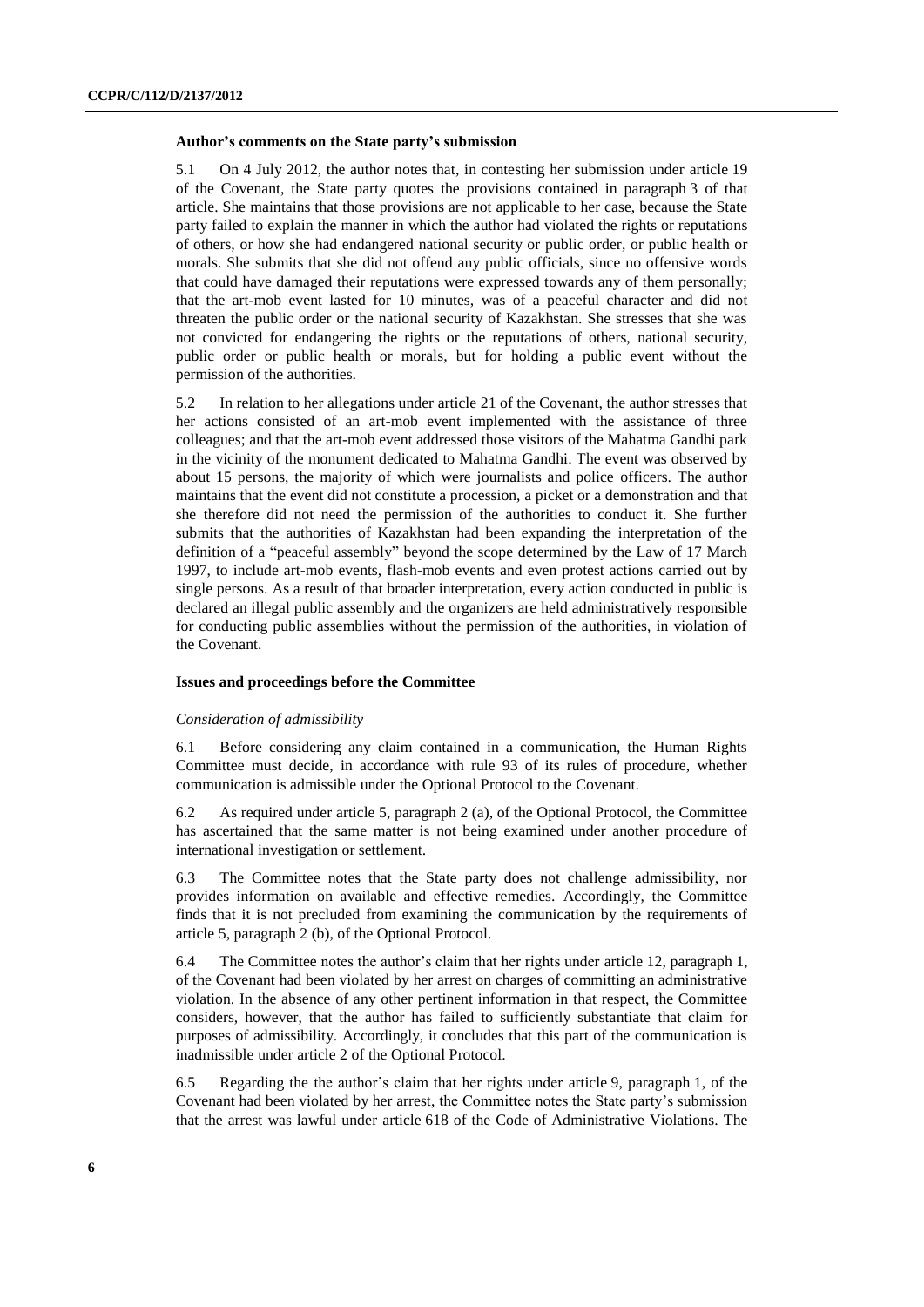### Author's comments on the State party's submission

5.1 On 4 July 2012, the author notes that, in contesting her submission under article 19 of the Covenant, the State party quotes the provisions contained in paragraph 3 of that article. She maintains that those provisions are not applicable to her case, because the State party failed to explain the manner in which the author had violated the rights or reputations of others, or how she had endangered national security or public order, or public health or morals. She submits that she did not offend any public officials, since no offensive words that could have damaged their reputations were expressed towards any of them personally; that the art-mob event lasted for 10 minutes, was of a peaceful character and did not threaten the public order or the national security of Kazakhstan. She stresses that she was not convicted for endangering the rights or the reputations of others, national security, public order or public health or morals, but for holding a public event without the permission of the authorities.

5.2 In relation to her allegations under article 21 of the Covenant, the author stresses that her actions consisted of an art-mob event implemented with the assistance of three colleagues; and that the art-mob event addressed those visitors of the Mahatma Gandhi park in the vicinity of the monument dedicated to Mahatma Gandhi. The event was observed by about 15 persons, the majority of which were journalists and police officers. The author maintains that the event did not constitute a procession, a picket or a demonstration and that she therefore did not need the permission of the authorities to conduct it. She further submits that the authorities of Kazakhstan had been expanding the interpretation of the definition of a "peaceful assembly" beyond the scope determined by the Law of 17 March 1997, to include art-mob events, flash-mob events and even protest actions carried out by single persons. As a result of that broader interpretation, every action conducted in public is declared an illegal public assembly and the organizers are held administratively responsible for conducting public assemblies without the permission of the authorities, in violation of the Covenant.

### Issues and proceedings before the Committee

*Consideration of admissibility*

6.1 Before considering any claim contained in a communication, the Human Rights Committee must decide, in accordance with rule 93 of its rules of procedure, whether communication is admissible under the Optional Protocol to the Covenant.

6.2 As required under article 5, paragraph 2 (a), of the Optional Protocol, the Committee has ascertained that the same matter is not being examined under another procedure of international investigation or settlement.

6.3 The Committee notes that the State party does not challenge admissibility, nor provides information on available and effective remedies. Accordingly, the Committee finds that it is not precluded from examining the communication by the requirements of article 5, paragraph 2 (b), of the Optional Protocol.

6.4 The Committee notes the author's claim that her rights under article 12, paragraph 1, of the Covenant had been violated by her arrest on charges of committing an administrative violation. In the absence of any other pertinent information in that respect, the Committee considers, however, that the author has failed to sufficiently substantiate that claim for purposes of admissibility. Accordingly, it concludes that this part of the communication is inadmissible under article 2 of the Optional Protocol.

6.5 Regarding the the author's claim that her rights under article 9, paragraph 1, of the Covenant had been violated by her arrest, the Committee notes the State party's submission that the arrest was lawful under article 618 of the Code of Administrative Violations. The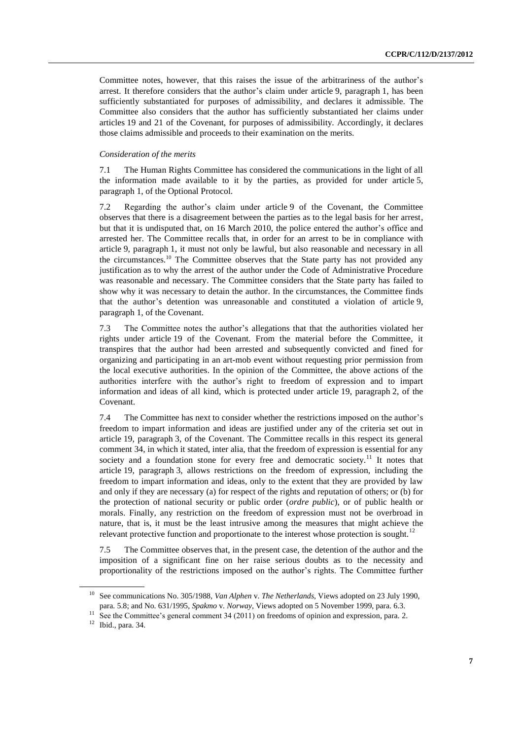Committee notes, however, that this raises the issue of the arbitrariness of the author's arrest. It therefore considers that the author's claim under article 9, paragraph 1, has been sufficiently substantiated for purposes of admissibility, and declares it admissible. The Committee also considers that the author has sufficiently substantiated her claims under articles 19 and 21 of the Covenant, for purposes of admissibility. Accordingly, it declares those claims admissible and proceeds to their examination on the merits.

*Consideration of the merits*

7.1 The Human Rights Committee has considered the communications in the light of all the information made available to it by the parties, as provided for under article 5, paragraph 1, of the Optional Protocol.

7.2 Regarding the author's claim under article 9 of the Covenant, the Committee observes that there is a disagreement between the parties as to the legal basis for her arrest, but that it is undisputed that, on 16 March 2010, the police entered the author's office and arrested her. The Committee recalls that, in order for an arrest to be in compliance with article 9, paragraph 1, it must not only be lawful, but also reasonable and necessary in all the circumstances.[10] The Committee observes that the State party has not provided any justification as to why the arrest of the author under the Code of Administrative Procedure was reasonable and necessary. The Committee considers that the State party has failed to show why it was necessary to detain the author. In the circumstances, the Committee finds that the author's detention was unreasonable and constituted a violation of article 9, paragraph 1, of the Covenant.

7.3 The Committee notes the author's allegations that that the authorities violated her rights under article 19 of the Covenant. From the material before the Committee, it transpires that the author had been arrested and subsequently convicted and fined for organizing and participating in an art-mob event without requesting prior permission from the local executive authorities. In the opinion of the Committee, the above actions of the authorities interfere with the author's right to freedom of expression and to impart information and ideas of all kind, which is protected under article 19, paragraph 2, of the Covenant.

7.4 The Committee has next to consider whether the restrictions imposed on the author's freedom to impart information and ideas are justified under any of the criteria set out in article 19, paragraph 3, of the Covenant. The Committee recalls in this respect its general comment 34, in which it stated, inter alia, that the freedom of expression is essential for any society and a foundation stone for every free and democratic society.[11] It notes that article 19, paragraph 3, allows restrictions on the freedom of expression, including the freedom to impart information and ideas, only to the extent that they are provided by law and only if they are necessary (a) for respect of the rights and reputation of others; or (b) for the protection of national security or public order (*ordre public*), or of public health or morals. Finally, any restriction on the freedom of expression must not be overbroad in nature, that is, it must be the least intrusive among the measures that might achieve the relevant protective function and proportionate to the interest whose protection is sought.[12]

7.5 The Committee observes that, in the present case, the detention of the author and the imposition of a significant fine on her raise serious doubts as to the necessity and proportionality of the restrictions imposed on the author's rights. The Committee further

---

[10] See communications No. 305/1988, *Van Alphen* v. *The Netherlands*, Views adopted on 23 July 1990, para. 5.8; and No. 631/1995, *Spakmo* v. *Norway*, Views adopted on 5 November 1999, para. 6.3.

[11] See the Committee's general comment 34 (2011) on freedoms of opinion and expression, para. 2.

[12] Ibid., para. 34.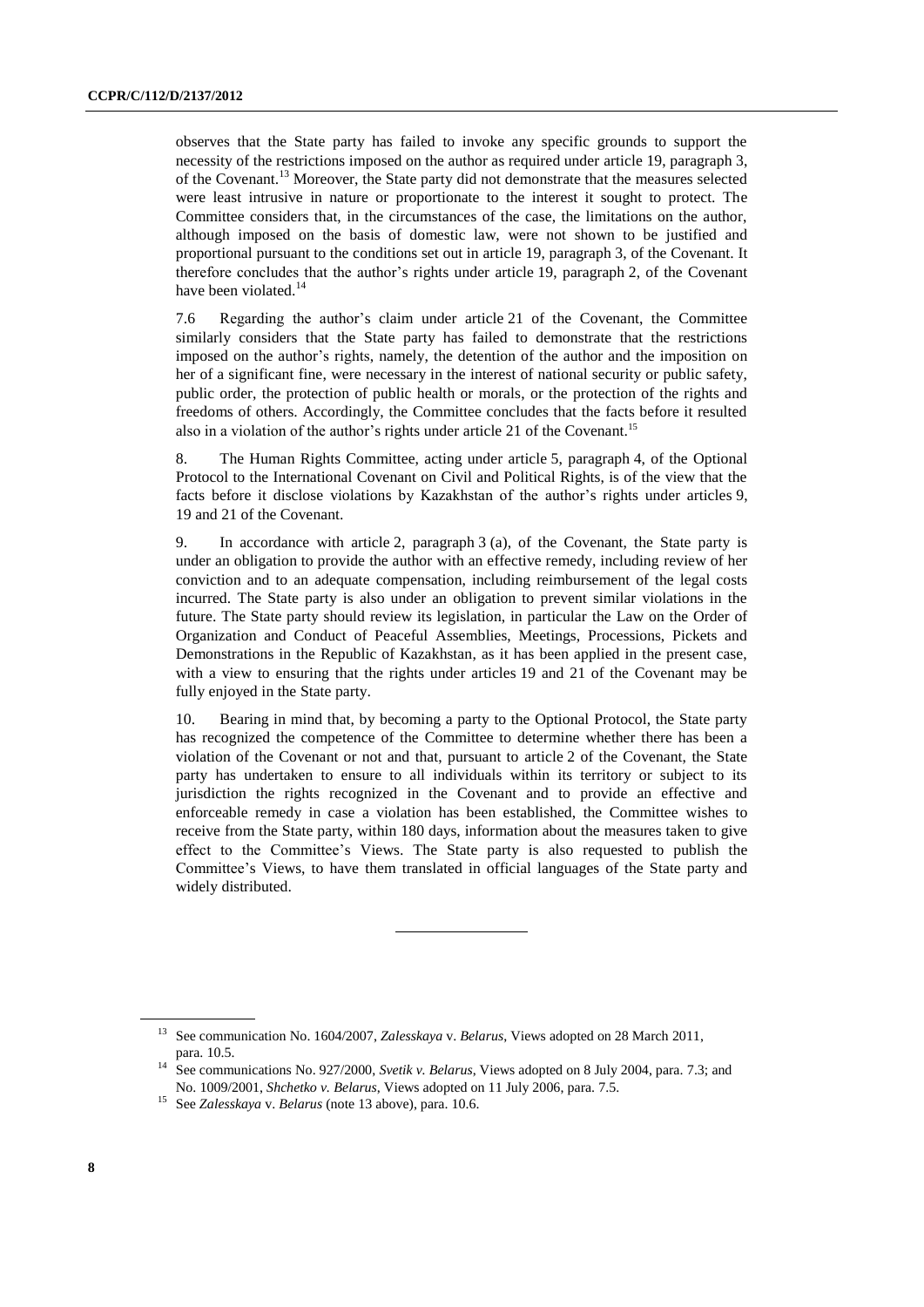observes that the State party has failed to invoke any specific grounds to support the necessity of the restrictions imposed on the author as required under article 19, paragraph 3, of the Covenant.[13] Moreover, the State party did not demonstrate that the measures selected were least intrusive in nature or proportionate to the interest it sought to protect. The Committee considers that, in the circumstances of the case, the limitations on the author, although imposed on the basis of domestic law, were not shown to be justified and proportional pursuant to the conditions set out in article 19, paragraph 3, of the Covenant. It therefore concludes that the author's rights under article 19, paragraph 2, of the Covenant have been violated.[14]

7.6 Regarding the author's claim under article 21 of the Covenant, the Committee similarly considers that the State party has failed to demonstrate that the restrictions imposed on the author's rights, namely, the detention of the author and the imposition on her of a significant fine, were necessary in the interest of national security or public safety, public order, the protection of public health or morals, or the protection of the rights and freedoms of others. Accordingly, the Committee concludes that the facts before it resulted also in a violation of the author's rights under article 21 of the Covenant.[15]

8. The Human Rights Committee, acting under article 5, paragraph 4, of the Optional Protocol to the International Covenant on Civil and Political Rights, is of the view that the facts before it disclose violations by Kazakhstan of the author's rights under articles 9, 19 and 21 of the Covenant.

9. In accordance with article 2, paragraph 3 (a), of the Covenant, the State party is under an obligation to provide the author with an effective remedy, including review of her conviction and to an adequate compensation, including reimbursement of the legal costs incurred. The State party is also under an obligation to prevent similar violations in the future. The State party should review its legislation, in particular the Law on the Order of Organization and Conduct of Peaceful Assemblies, Meetings, Processions, Pickets and Demonstrations in the Republic of Kazakhstan, as it has been applied in the present case, with a view to ensuring that the rights under articles 19 and 21 of the Covenant may be fully enjoyed in the State party.

10. Bearing in mind that, by becoming a party to the Optional Protocol, the State party has recognized the competence of the Committee to determine whether there has been a violation of the Covenant or not and that, pursuant to article 2 of the Covenant, the State party has undertaken to ensure to all individuals within its territory or subject to its jurisdiction the rights recognized in the Covenant and to provide an effective and enforceable remedy in case a violation has been established, the Committee wishes to receive from the State party, within 180 days, information about the measures taken to give effect to the Committee's Views. The State party is also requested to publish the Committee's Views, to have them translated in official languages of the State party and widely distributed.

---

[13] See communication No. 1604/2007, *Zalesskaya* v. *Belarus*, Views adopted on 28 March 2011, para. 10.5.

[14] See communications No. 927/2000, *Svetik v. Belarus*, Views adopted on 8 July 2004, para. 7.3; and No. 1009/2001, *Shchetko v. Belarus*, Views adopted on 11 July 2006, para. 7.5.

[15] See *Zalesskaya* v. *Belarus* (note 13 above), para. 10.6.